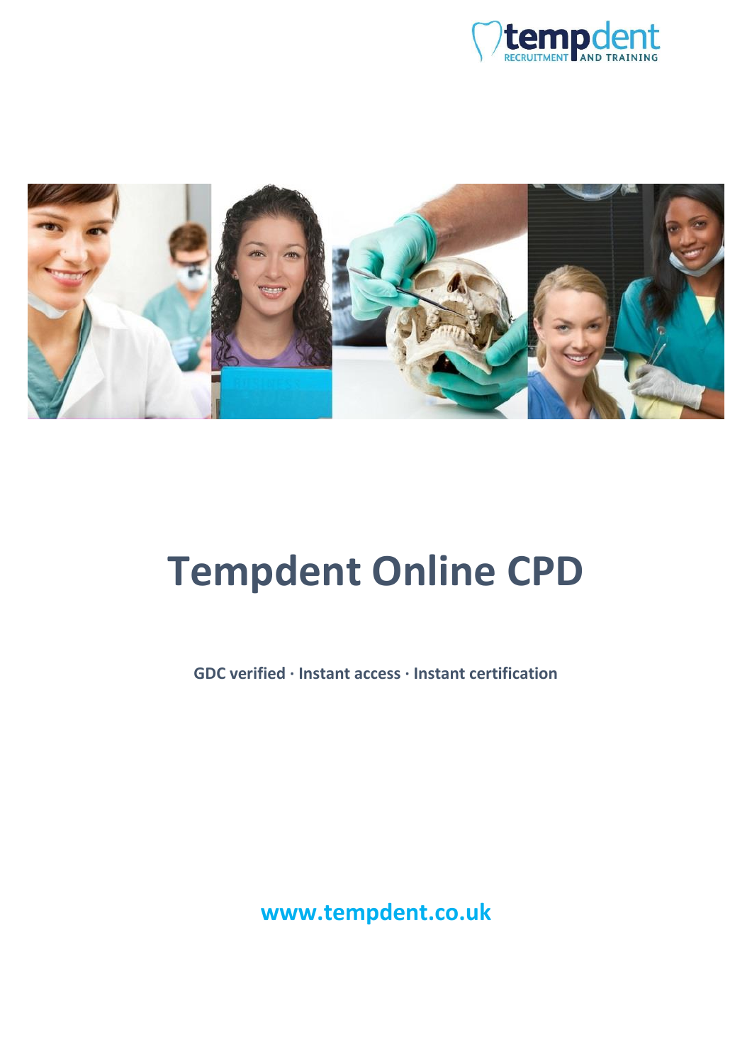# Tempdent Online CPD

**GDC verified · Instant access · Instant certification**

**www.tempdent.co.uk**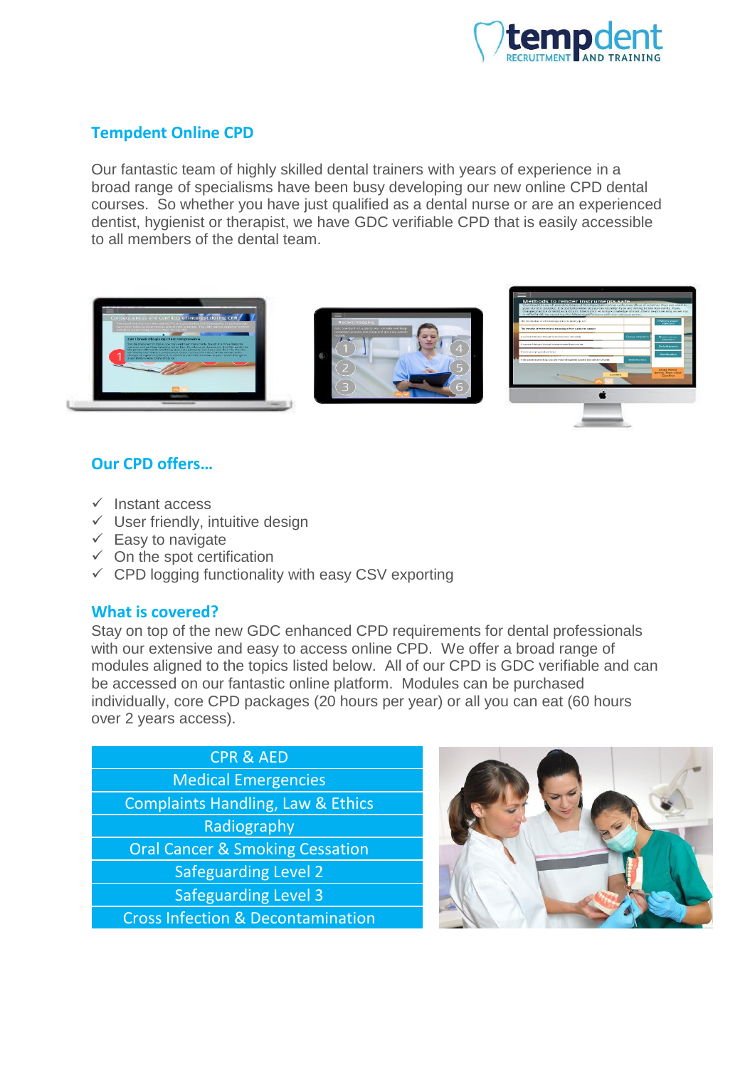## Tempdent Online CPD

Our fantastic team of highly skilled dental trainers with years of experience in a broad range of specialisms have been busy developing our new online CPD dental courses. So whether you have just qualified as a dental nurse or are an experienced dentist, hygienist or therapist, we have GDC verifiable CPD that is easily accessible to all members of the dental team.

## Our CPD offers...

- ✓ Instant access
- ✓ User friendly, intuitive design
- ✓ Easy to navigate
- ✓ On the spot certification
- ✓ CPD logging functionality with easy CSV exporting

## What is covered?

Stay on top of the new GDC enhanced CPD requirements for dental professionals with our extensive and easy to access online CPD. We offer a broad range of modules aligned to the topics listed below. All of our CPD is GDC verifiable and can be accessed on our fantastic online platform. Modules can be purchased individually, core CPD packages (20 hours per year) or all you can eat (60 hours over 2 years access).

| CPR & AED |
|---|
| Medical Emergencies |
| Complaints Handling, Law & Ethics |
| Radiography |
| Oral Cancer & Smoking Cessation |
| Safeguarding Level 2 |
| Safeguarding Level 3 |
| Cross Infection & Decontamination |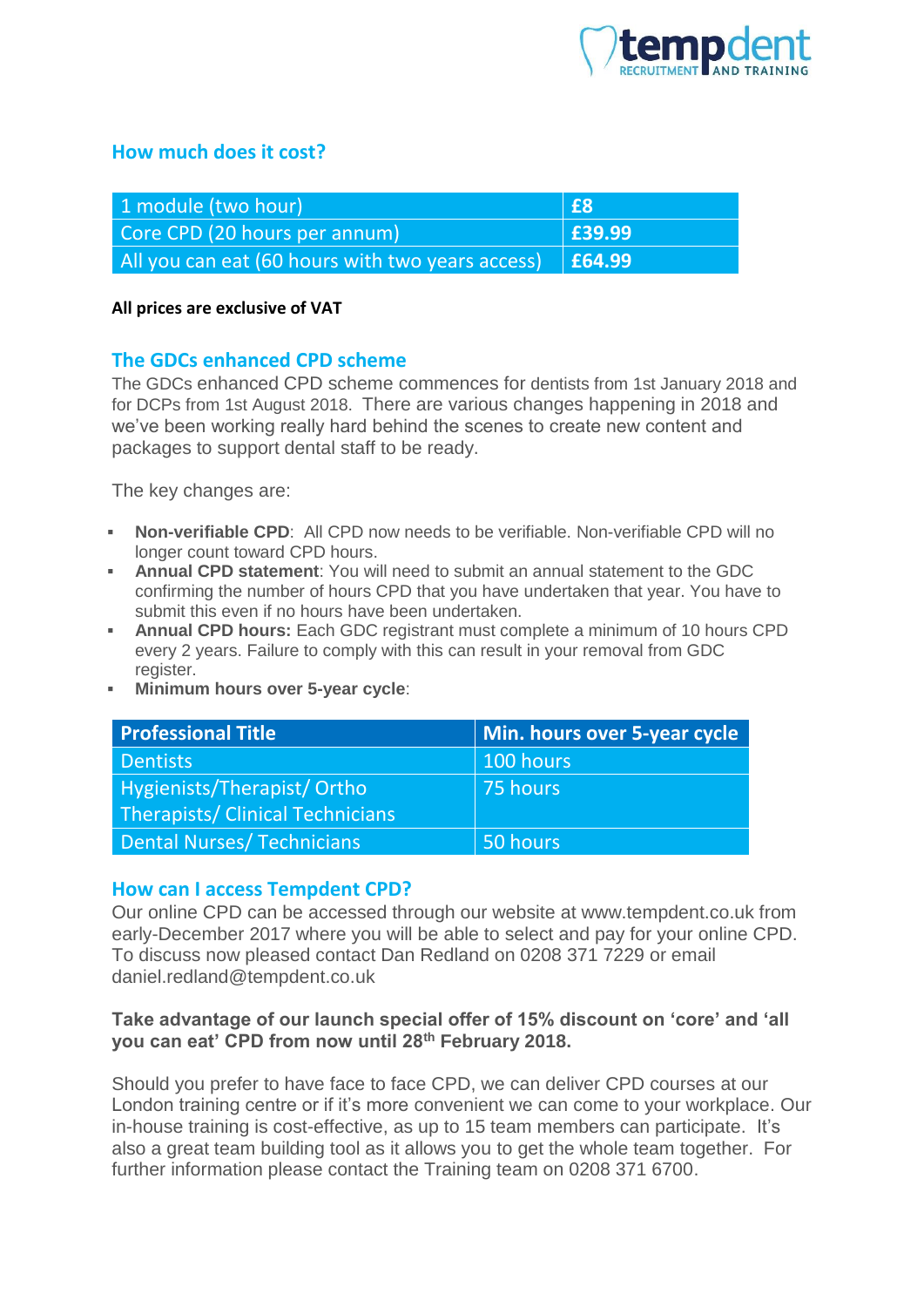## How much does it cost?

| 1 module (two hour) | £8 |
| --- | --- |
| Core CPD (20 hours per annum) | £39.99 |
| All you can eat (60 hours with two years access) | £64.99 |

**All prices are exclusive of VAT**

## The GDCs enhanced CPD scheme

The GDCs enhanced CPD scheme commences for dentists from 1st January 2018 and for DCPs from 1st August 2018. There are various changes happening in 2018 and we've been working really hard behind the scenes to create new content and packages to support dental staff to be ready.

The key changes are:

- **Non-verifiable CPD**: All CPD now needs to be verifiable. Non-verifiable CPD will no longer count toward CPD hours.
- **Annual CPD statement**: You will need to submit an annual statement to the GDC confirming the number of hours CPD that you have undertaken that year. You have to submit this even if no hours have been undertaken.
- **Annual CPD hours:** Each GDC registrant must complete a minimum of 10 hours CPD every 2 years. Failure to comply with this can result in your removal from GDC register.
- **Minimum hours over 5-year cycle**:

| Professional Title | Min. hours over 5-year cycle |
| --- | --- |
| Dentists | 100 hours |
| Hygienists/Therapist/ Ortho Therapists/ Clinical Technicians | 75 hours |
| Dental Nurses/ Technicians | 50 hours |

## How can I access Tempdent CPD?

Our online CPD can be accessed through our website at www.tempdent.co.uk from early-December 2017 where you will be able to select and pay for your online CPD. To discuss now pleased contact Dan Redland on 0208 371 7229 or email daniel.redland@tempdent.co.uk

**Take advantage of our launch special offer of 15% discount on 'core' and 'all you can eat' CPD from now until 28th February 2018.**

Should you prefer to have face to face CPD, we can deliver CPD courses at our London training centre or if it's more convenient we can come to your workplace. Our in-house training is cost-effective, as up to 15 team members can participate. It's also a great team building tool as it allows you to get the whole team together. For further information please contact the Training team on 0208 371 6700.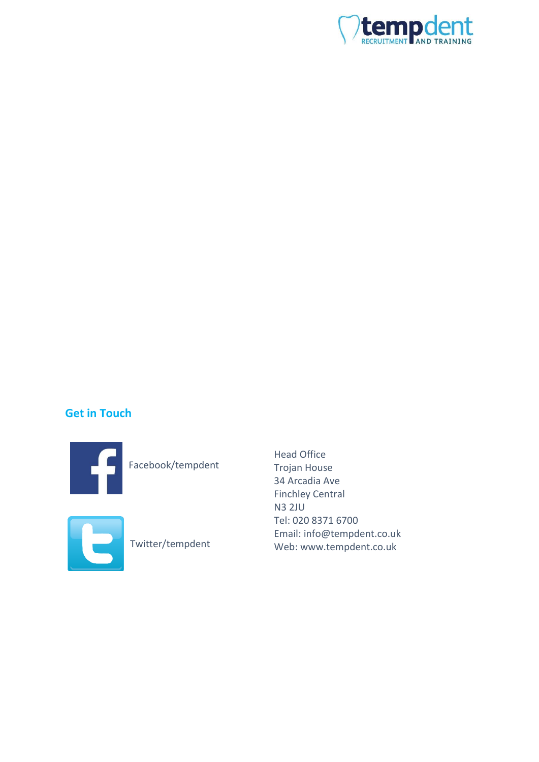## Get in Touch

Facebook/tempdent

Twitter/tempdent

Head Office
Trojan House
34 Arcadia Ave
Finchley Central
N3 2JU
Tel: 020 8371 6700
Email: info@tempdent.co.uk
Web: www.tempdent.co.uk